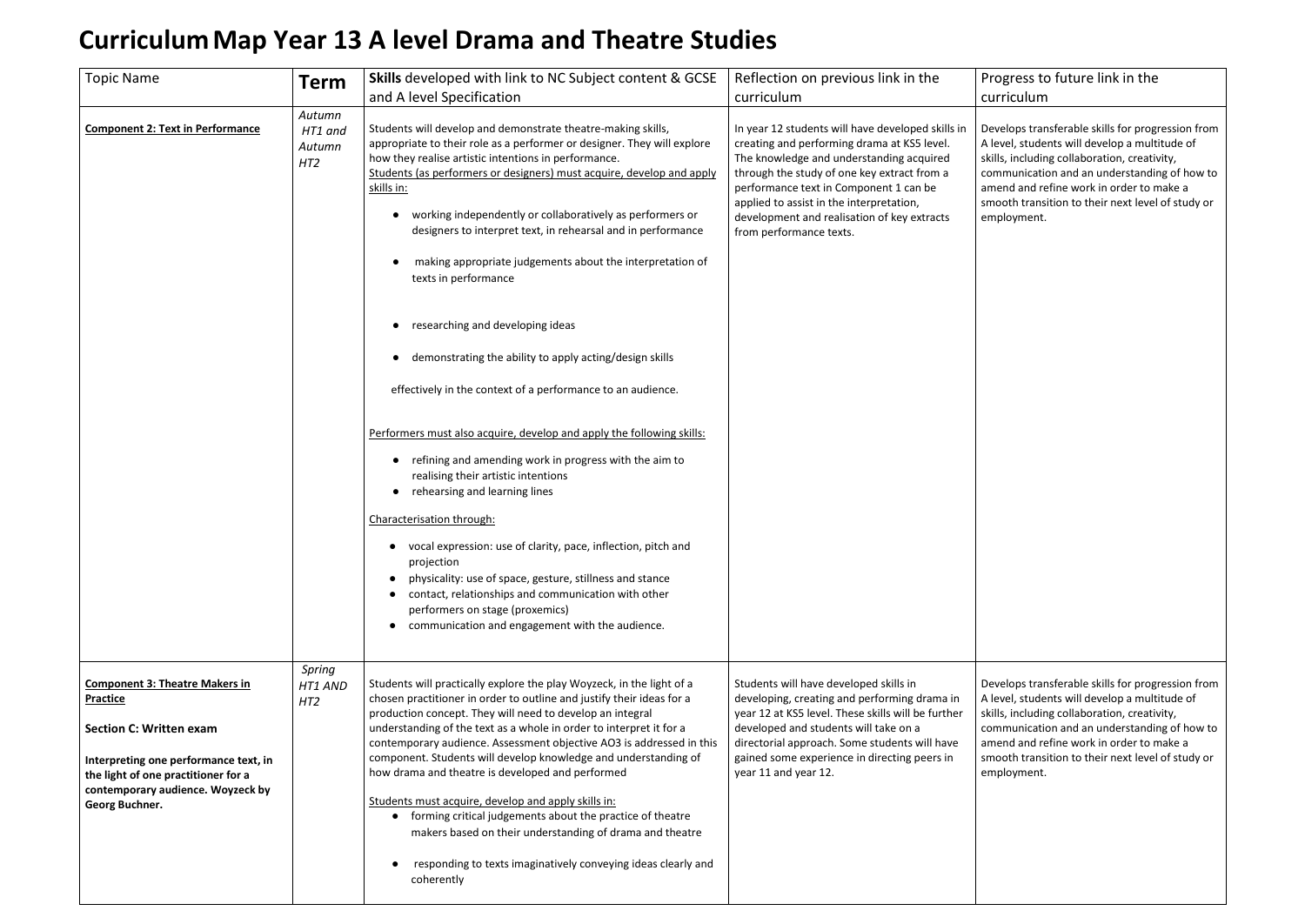# Curriculum Map Year 13 A level Drama and Theatre Studies

| Topic Name | Term | **Skills** developed with link to NC Subject content & GCSE and A level Specification | Reflection on previous link in the curriculum | Progress to future link in the curriculum |
|---|---|---|---|---|
| **Component 2: Text in Performance** | *Autumn HT1 and Autumn HT2* | Students will develop and demonstrate theatre-making skills, appropriate to their role as a performer or designer. They will explore how they realise artistic intentions in performance.<br>Students (as performers or designers) must acquire, develop and apply skills in:<br>● working independently or collaboratively as performers or designers to interpret text, in rehearsal and in performance<br>● making appropriate judgements about the interpretation of texts in performance<br>● researching and developing ideas<br>● demonstrating the ability to apply acting/design skills<br>effectively in the context of a performance to an audience.<br>Performers must also acquire, develop and apply the following skills:<br>● refining and amending work in progress with the aim to realising their artistic intentions<br>● rehearsing and learning lines<br>Characterisation through:<br>● vocal expression: use of clarity, pace, inflection, pitch and projection<br>● physicality: use of space, gesture, stillness and stance<br>● contact, relationships and communication with other performers on stage (proxemics)<br>● communication and engagement with the audience. | In year 12 students will have developed skills in creating and performing drama at KS5 level. The knowledge and understanding acquired through the study of one key extract from a performance text in Component 1 can be applied to assist in the interpretation, development and realisation of key extracts from performance texts. | Develops transferable skills for progression from A level, students will develop a multitude of skills, including collaboration, creativity, communication and an understanding of how to amend and refine work in order to make a smooth transition to their next level of study or employment. |
| **Component 3: Theatre Makers in Practice**<br>**Section C: Written exam**<br>**Interpreting one performance text, in the light of one practitioner for a contemporary audience. Woyzeck by Georg Buchner.** | *Spring HT1 AND HT2* | Students will practically explore the play Woyzeck, in the light of a chosen practitioner in order to outline and justify their ideas for a production concept. They will need to develop an integral understanding of the text as a whole in order to interpret it for a contemporary audience. Assessment objective AO3 is addressed in this component. Students will develop knowledge and understanding of how drama and theatre is developed and performed<br>Students must acquire, develop and apply skills in:<br>● forming critical judgements about the practice of theatre makers based on their understanding of drama and theatre<br>● responding to texts imaginatively conveying ideas clearly and coherently | Students will have developed skills in developing, creating and performing drama in year 12 at KS5 level. These skills will be further developed and students will take on a directorial approach. Some students will have gained some experience in directing peers in year 11 and year 12. | Develops transferable skills for progression from A level, students will develop a multitude of skills, including collaboration, creativity, communication and an understanding of how to amend and refine work in order to make a smooth transition to their next level of study or employment. |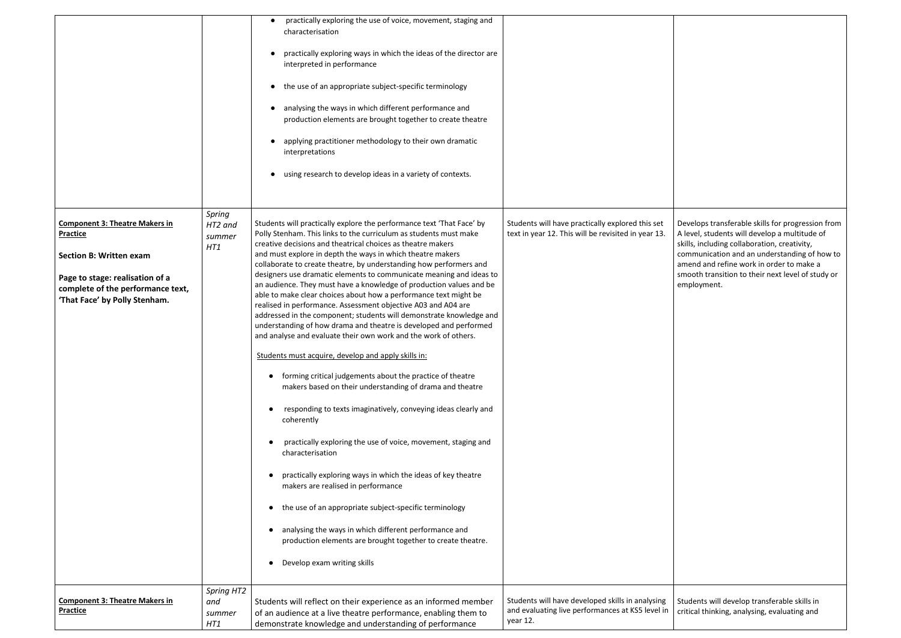| | | | | |
|---|---|---|---|---|
| | | • practically exploring the use of voice, movement, staging and characterisation<br><br>• practically exploring ways in which the ideas of the director are interpreted in performance<br><br>• the use of an appropriate subject-specific terminology<br><br>• analysing the ways in which different performance and production elements are brought together to create theatre<br><br>• applying practitioner methodology to their own dramatic interpretations<br><br>• using research to develop ideas in a variety of contexts. | | |
| **Component 3: Theatre Makers in Practice**<br><br>**Section B: Written exam**<br><br>**Page to stage: realisation of a complete of the performance text, 'That Face' by Polly Stenham.** | *Spring HT2 and summer HT1* | Students will practically explore the performance text 'That Face' by Polly Stenham. This links to the curriculum as students must make creative decisions and theatrical choices as theatre makers and must explore in depth the ways in which theatre makers collaborate to create theatre, by understanding how performers and designers use dramatic elements to communicate meaning and ideas to an audience. They must have a knowledge of production values and be able to make clear choices about how a performance text might be realised in performance. Assessment objective A03 and A04 are addressed in the component; students will demonstrate knowledge and understanding of how drama and theatre is developed and performed and analyse and evaluate their own work and the work of others.<br><br>Students must acquire, develop and apply skills in:<br><br>• forming critical judgements about the practice of theatre makers based on their understanding of drama and theatre<br><br>• responding to texts imaginatively, conveying ideas clearly and coherently<br><br>• practically exploring the use of voice, movement, staging and characterisation<br><br>• practically exploring ways in which the ideas of key theatre makers are realised in performance<br><br>• the use of an appropriate subject-specific terminology<br><br>• analysing the ways in which different performance and production elements are brought together to create theatre.<br><br>• Develop exam writing skills | Students will have practically explored this set text in year 12. This will be revisited in year 13. | Develops transferable skills for progression from A level, students will develop a multitude of skills, including collaboration, creativity, communication and an understanding of how to amend and refine work in order to make a smooth transition to their next level of study or employment. |
| **Component 3: Theatre Makers in Practice** | *Spring HT2 and summer HT1* | Students will reflect on their experience as an informed member of an audience at a live theatre performance, enabling them to demonstrate knowledge and understanding of performance | Students will have developed skills in analysing and evaluating live performances at KS5 level in year 12. | Students will develop transferable skills in critical thinking, analysing, evaluating and |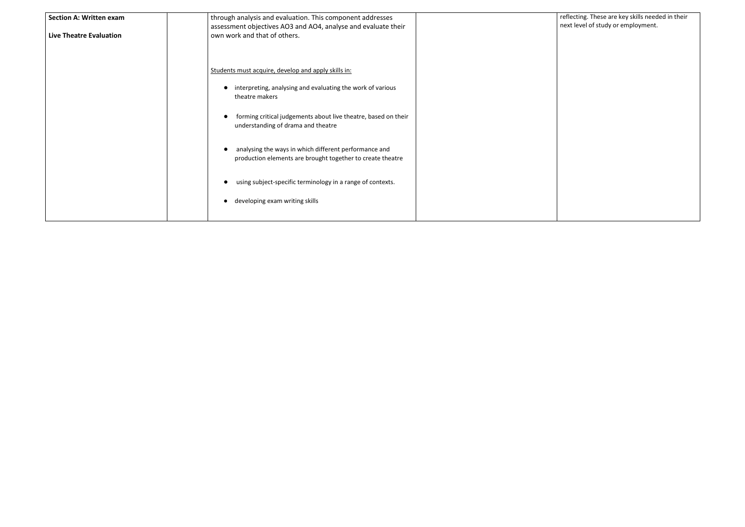| | | | | |
|---|---|---|---|---|
| **Section A: Written exam**<br><br>**Live Theatre Evaluation** | | through analysis and evaluation. This component addresses assessment objectives AO3 and AO4, analyse and evaluate their own work and that of others.<br><br>Students must acquire, develop and apply skills in:<br><br>● interpreting, analysing and evaluating the work of various theatre makers<br><br>● forming critical judgements about live theatre, based on their understanding of drama and theatre<br><br>● analysing the ways in which different performance and production elements are brought together to create theatre<br><br>● using subject-specific terminology in a range of contexts.<br><br>● developing exam writing skills | | reflecting. These are key skills needed in their next level of study or employment. |